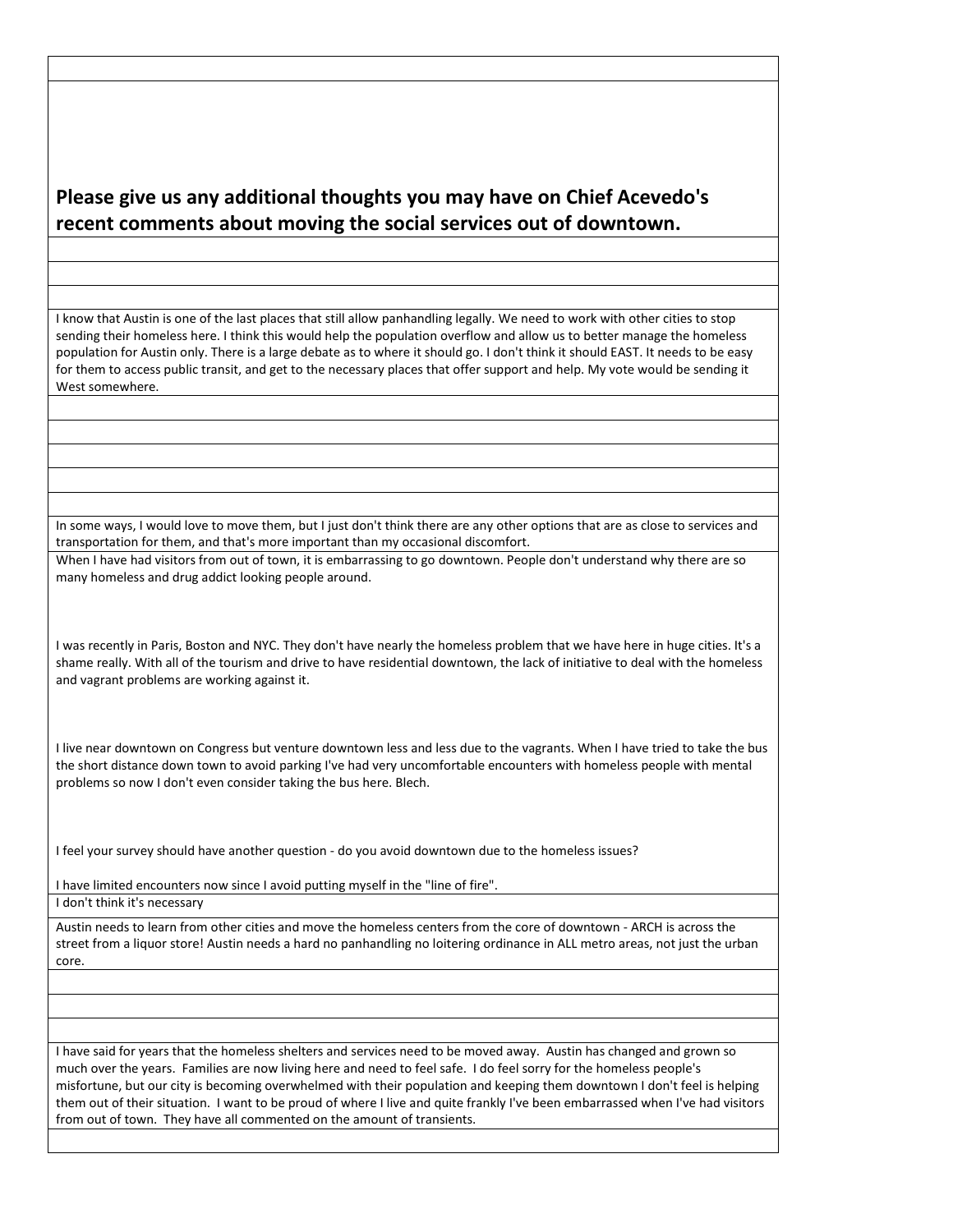**Please give us any additional thoughts you may have on Chief Acevedo's recent comments about moving the social services out of downtown.**

I know that Austin is one of the last places that still allow panhandling legally. We need to work with other cities to stop sending their homeless here. I think this would help the population overflow and allow us to better manage the homeless population for Austin only. There is a large debate as to where it should go. I don't think it should EAST. It needs to be easy for them to access public transit, and get to the necessary places that offer support and help. My vote would be sending it West somewhere.

In some ways, I would love to move them, but I just don't think there are any other options that are as close to services and transportation for them, and that's more important than my occasional discomfort.

When I have had visitors from out of town, it is embarrassing to go downtown. People don't understand why there are so many homeless and drug addict looking people around.

I was recently in Paris, Boston and NYC. They don't have nearly the homeless problem that we have here in huge cities. It's a shame really. With all of the tourism and drive to have residential downtown, the lack of initiative to deal with the homeless and vagrant problems are working against it.

I live near downtown on Congress but venture downtown less and less due to the vagrants. When I have tried to take the bus the short distance down town to avoid parking I've had very uncomfortable encounters with homeless people with mental problems so now I don't even consider taking the bus here. Blech.

I feel your survey should have another question - do you avoid downtown due to the homeless issues?

I have limited encounters now since I avoid putting myself in the "line of fire".

I don't think it's necessary

Austin needs to learn from other cities and move the homeless centers from the core of downtown - ARCH is across the street from a liquor store! Austin needs a hard no panhandling no loitering ordinance in ALL metro areas, not just the urban core.

I have said for years that the homeless shelters and services need to be moved away. Austin has changed and grown so much over the years. Families are now living here and need to feel safe. I do feel sorry for the homeless people's misfortune, but our city is becoming overwhelmed with their population and keeping them downtown I don't feel is helping them out of their situation. I want to be proud of where I live and quite frankly I've been embarrassed when I've had visitors from out of town. They have all commented on the amount of transients.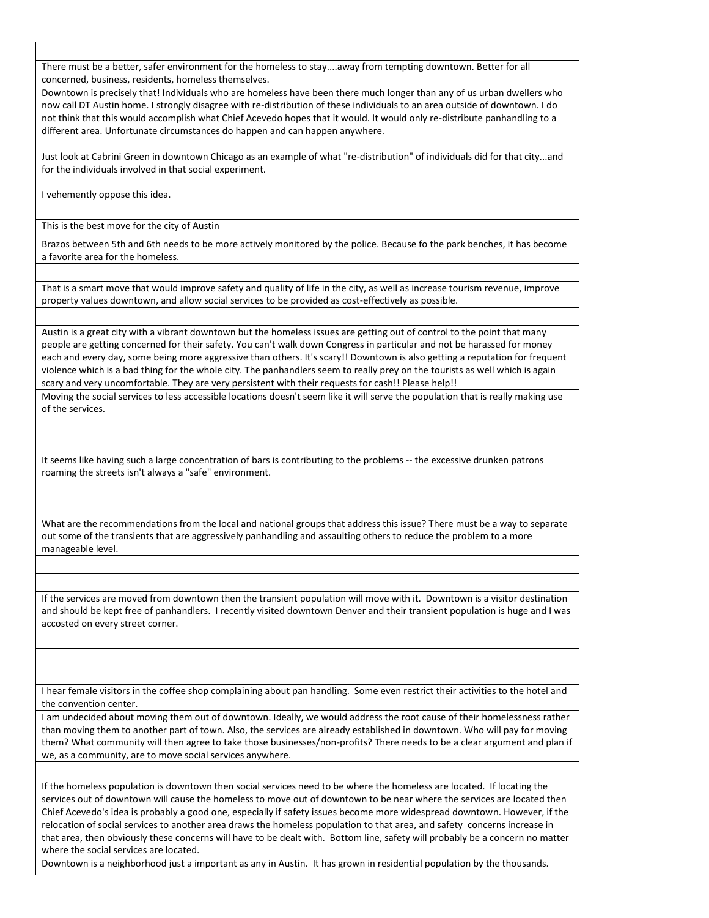| |
|---|
| |
| There must be a better, safer environment for the homeless to stay....away from tempting downtown. Better for all concerned, business, residents, homeless themselves. |
| Downtown is precisely that! Individuals who are homeless have been there much longer than any of us urban dwellers who now call DT Austin home. I strongly disagree with re-distribution of these individuals to an area outside of downtown. I do not think that this would accomplish what Chief Acevedo hopes that it would. It would only re-distribute panhandling to a different area. Unfortunate circumstances do happen and can happen anywhere.<br><br>Just look at Cabrini Green in downtown Chicago as an example of what "re-distribution" of individuals did for that city...and for the individuals involved in that social experiment.<br><br>I vehemently oppose this idea. |
| |
| This is the best move for the city of Austin |
| Brazos between 5th and 6th needs to be more actively monitored by the police. Because fo the park benches, it has become a favorite area for the homeless. |
| |
| That is a smart move that would improve safety and quality of life in the city, as well as increase tourism revenue, improve property values downtown, and allow social services to be provided as cost-effectively as possible. |
| |
| Austin is a great city with a vibrant downtown but the homeless issues are getting out of control to the point that many people are getting concerned for their safety. You can't walk down Congress in particular and not be harassed for money each and every day, some being more aggressive than others. It's scary!! Downtown is also getting a reputation for frequent violence which is a bad thing for the whole city. The panhandlers seem to really prey on the tourists as well which is again scary and very uncomfortable. They are very persistent with their requests for cash!! Please help!! |
| Moving the social services to less accessible locations doesn't seem like it will serve the population that is really making use of the services.<br><br>It seems like having such a large concentration of bars is contributing to the problems -- the excessive drunken patrons roaming the streets isn't always a "safe" environment.<br><br>What are the recommendations from the local and national groups that address this issue? There must be a way to separate out some of the transients that are aggressively panhandling and assaulting others to reduce the problem to a more manageable level. |
| |
| |
| If the services are moved from downtown then the transient population will move with it. Downtown is a visitor destination and should be kept free of panhandlers. I recently visited downtown Denver and their transient population is huge and I was accosted on every street corner. |
| |
| |
| |
| I hear female visitors in the coffee shop complaining about pan handling. Some even restrict their activities to the hotel and the convention center. |
| I am undecided about moving them out of downtown. Ideally, we would address the root cause of their homelessness rather than moving them to another part of town. Also, the services are already established in downtown. Who will pay for moving them? What community will then agree to take those businesses/non-profits? There needs to be a clear argument and plan if we, as a community, are to move social services anywhere. |
| |
| If the homeless population is downtown then social services need to be where the homeless are located. If locating the services out of downtown will cause the homeless to move out of downtown to be near where the services are located then Chief Acevedo's idea is probably a good one, especially if safety issues become more widespread downtown. However, if the relocation of social services to another area draws the homeless population to that area, and safety concerns increase in that area, then obviously these concerns will have to be dealt with. Bottom line, safety will probably be a concern no matter where the social services are located. |
| Downtown is a neighborhood just a important as any in Austin. It has grown in residential population by the thousands. |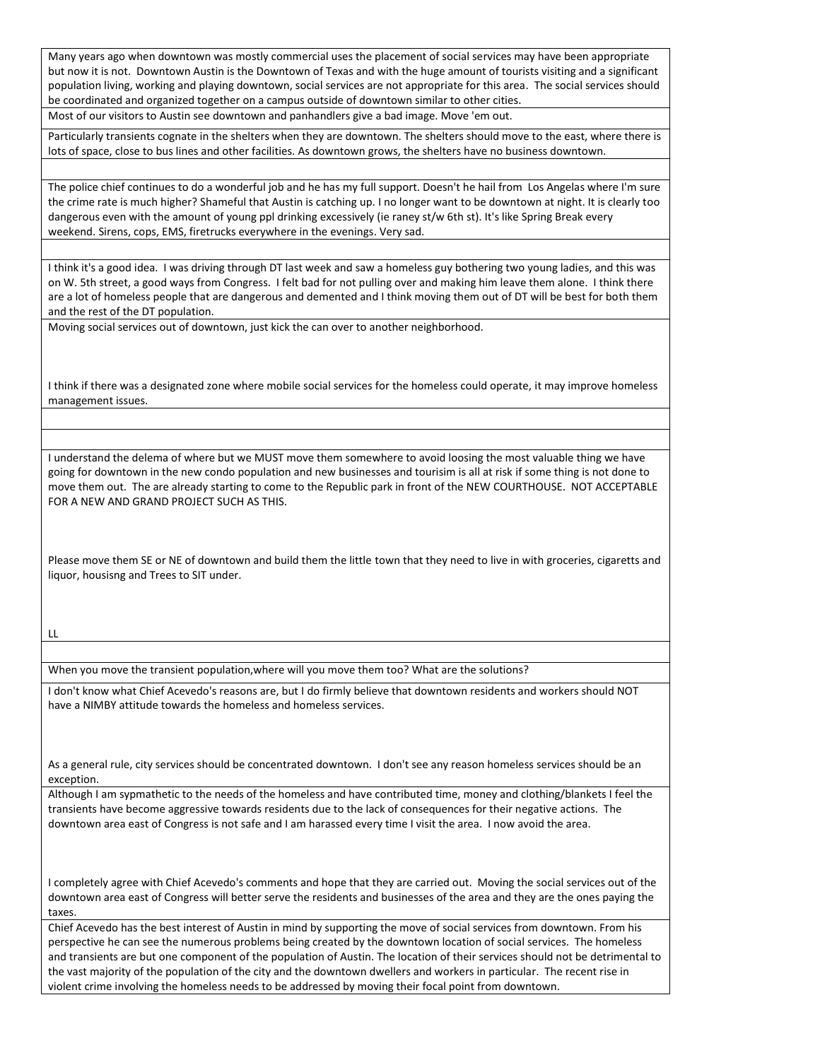| |
|---|
| Many years ago when downtown was mostly commercial uses the placement of social services may have been appropriate but now it is not. Downtown Austin is the Downtown of Texas and with the huge amount of tourists visiting and a significant population living, working and playing downtown, social services are not appropriate for this area. The social services should be coordinated and organized together on a campus outside of downtown similar to other cities. |
| Most of our visitors to Austin see downtown and panhandlers give a bad image. Move 'em out. |
| Particularly transients cognate in the shelters when they are downtown. The shelters should move to the east, where there is lots of space, close to bus lines and other facilities. As downtown grows, the shelters have no business downtown. |
| |
| The police chief continues to do a wonderful job and he has my full support. Doesn't he hail from Los Angelas where I'm sure the crime rate is much higher? Shameful that Austin is catching up. I no longer want to be downtown at night. It is clearly too dangerous even with the amount of young ppl drinking excessively (ie raney st/w 6th st). It's like Spring Break every weekend. Sirens, cops, EMS, firetrucks everywhere in the evenings. Very sad. |
| |
| I think it's a good idea. I was driving through DT last week and saw a homeless guy bothering two young ladies, and this was on W. 5th street, a good ways from Congress. I felt bad for not pulling over and making him leave them alone. I think there are a lot of homeless people that are dangerous and demented and I think moving them out of DT will be best for both them and the rest of the DT population. |
| Moving social services out of downtown, just kick the can over to another neighborhood.<br><br>I think if there was a designated zone where mobile social services for the homeless could operate, it may improve homeless management issues. |
| |
| |
| I understand the delema of where but we MUST move them somewhere to avoid loosing the most valuable thing we have going for downtown in the new condo population and new businesses and tourisim is all at risk if some thing is not done to move them out. The are already starting to come to the Republic park in front of the NEW COURTHOUSE. NOT ACCEPTABLE FOR A NEW AND GRAND PROJECT SUCH AS THIS.<br><br>Please move them SE or NE of downtown and build them the little town that they need to live in with groceries, cigaretts and liquor, housisng and Trees to SIT under.<br><br>LL |
| |
| When you move the transient population,where will you move them too? What are the solutions? |
| I don't know what Chief Acevedo's reasons are, but I do firmly believe that downtown residents and workers should NOT have a NIMBY attitude towards the homeless and homeless services.<br><br>As a general rule, city services should be concentrated downtown. I don't see any reason homeless services should be an exception. |
| Although I am sypmathetic to the needs of the homeless and have contributed time, money and clothing/blankets I feel the transients have become aggressive towards residents due to the lack of consequences for their negative actions. The downtown area east of Congress is not safe and I am harassed every time I visit the area. I now avoid the area.<br><br>I completely agree with Chief Acevedo's comments and hope that they are carried out. Moving the social services out of the downtown area east of Congress will better serve the residents and businesses of the area and they are the ones paying the taxes. |
| Chief Acevedo has the best interest of Austin in mind by supporting the move of social services from downtown. From his perspective he can see the numerous problems being created by the downtown location of social services. The homeless and transients are but one component of the population of Austin. The location of their services should not be detrimental to the vast majority of the population of the city and the downtown dwellers and workers in particular. The recent rise in violent crime involving the homeless needs to be addressed by moving their focal point from downtown. |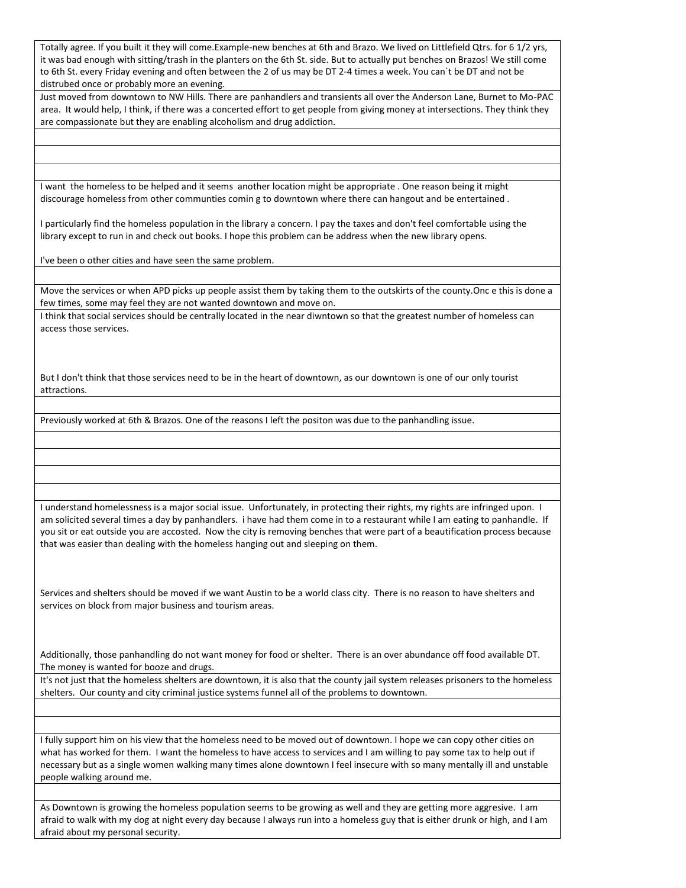| |
|---|
| Totally agree. If you built it they will come.Example-new benches at 6th and Brazo. We lived on Littlefield Qtrs. for 6 1/2 yrs, it was bad enough with sitting/trash in the planters on the 6th St. side. But to actually put benches on Brazos! We still come to 6th St. every Friday evening and often between the 2 of us may be DT 2-4 times a week. You can`t be DT and not be distrubed once or probably more an evening. |
| Just moved from downtown to NW Hills. There are panhandlers and transients all over the Anderson Lane, Burnet to Mo-PAC area. It would help, I think, if there was a concerted effort to get people from giving money at intersections. They think they are compassionate but they are enabling alcoholism and drug addiction. |
| |
| |
| |
| I want the homeless to be helped and it seems another location might be appropriate . One reason being it might discourage homeless from other communties comin g to downtown where there can hangout and be entertained .<br><br>I particularly find the homeless population in the library a concern. I pay the taxes and don't feel comfortable using the library except to run in and check out books. I hope this problem can be address when the new library opens.<br><br>I've been o other cities and have seen the same problem. |
| |
| Move the services or when APD picks up people assist them by taking them to the outskirts of the county.Onc e this is done a few times, some may feel they are not wanted downtown and move on. |
| I think that social services should be centrally located in the near diwntown so that the greatest number of homeless can access those services.<br><br>But I don't think that those services need to be in the heart of downtown, as our downtown is one of our only tourist attractions. |
| |
| Previously worked at 6th & Brazos. One of the reasons I left the positon was due to the panhandling issue. |
| |
| |
| |
| |
| I understand homelessness is a major social issue. Unfortunately, in protecting their rights, my rights are infringed upon. I am solicited several times a day by panhandlers. i have had them come in to a restaurant while I am eating to panhandle. If you sit or eat outside you are accosted. Now the city is removing benches that were part of a beautification process because that was easier than dealing with the homeless hanging out and sleeping on them.<br><br>Services and shelters should be moved if we want Austin to be a world class city. There is no reason to have shelters and services on block from major business and tourism areas.<br><br>Additionally, those panhandling do not want money for food or shelter. There is an over abundance off food available DT. The money is wanted for booze and drugs. |
| It's not just that the homeless shelters are downtown, it is also that the county jail system releases prisoners to the homeless shelters. Our county and city criminal justice systems funnel all of the problems to downtown. |
| |
| |
| I fully support him on his view that the homeless need to be moved out of downtown. I hope we can copy other cities on what has worked for them. I want the homeless to have access to services and I am willing to pay some tax to help out if necessary but as a single women walking many times alone downtown I feel insecure with so many mentally ill and unstable people walking around me. |
| |
| As Downtown is growing the homeless population seems to be growing as well and they are getting more aggresive. I am afraid to walk with my dog at night every day because I always run into a homeless guy that is either drunk or high, and I am afraid about my personal security. |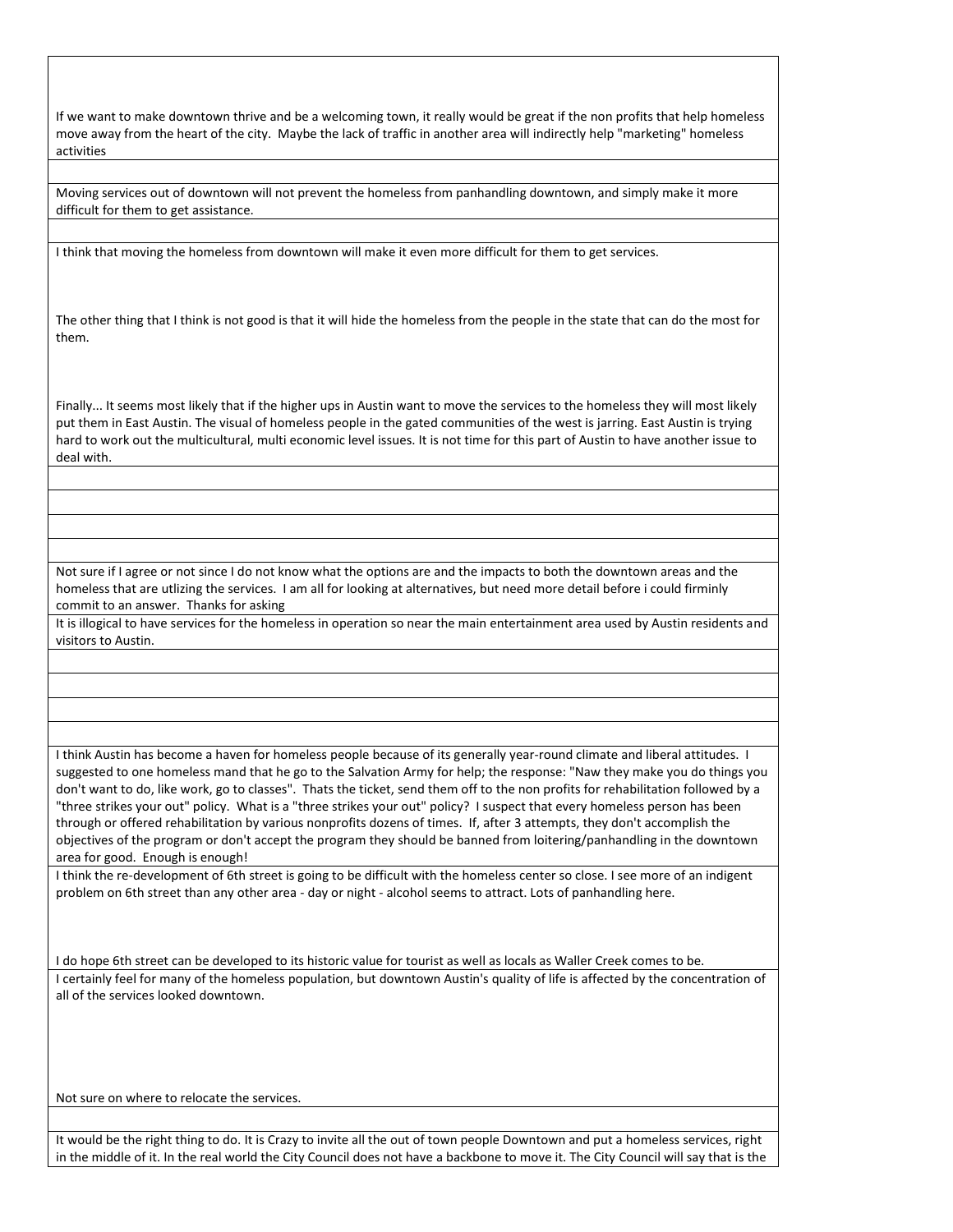| |
|---|
| If we want to make downtown thrive and be a welcoming town, it really would be great if the non profits that help homeless move away from the heart of the city. Maybe the lack of traffic in another area will indirectly help "marketing" homeless activities |
| |
| Moving services out of downtown will not prevent the homeless from panhandling downtown, and simply make it more difficult for them to get assistance. |
| |
| I think that moving the homeless from downtown will make it even more difficult for them to get services.<br><br>The other thing that I think is not good is that it will hide the homeless from the people in the state that can do the most for them.<br><br>Finally... It seems most likely that if the higher ups in Austin want to move the services to the homeless they will most likely put them in East Austin. The visual of homeless people in the gated communities of the west is jarring. East Austin is trying hard to work out the multicultural, multi economic level issues. It is not time for this part of Austin to have another issue to deal with. |
| |
| |
| |
| |
| Not sure if I agree or not since I do not know what the options are and the impacts to both the downtown areas and the homeless that are utlizing the services. I am all for looking at alternatives, but need more detail before i could firminly commit to an answer. Thanks for asking |
| It is illogical to have services for the homeless in operation so near the main entertainment area used by Austin residents and visitors to Austin. |
| |
| |
| |
| |
| I think Austin has become a haven for homeless people because of its generally year-round climate and liberal attitudes. I suggested to one homeless mand that he go to the Salvation Army for help; the response: "Naw they make you do things you don't want to do, like work, go to classes". Thats the ticket, send them off to the non profits for rehabilitation followed by a "three strikes your out" policy. What is a "three strikes your out" policy? I suspect that every homeless person has been through or offered rehabilitation by various nonprofits dozens of times. If, after 3 attempts, they don't accomplish the objectives of the program or don't accept the program they should be banned from loitering/panhandling in the downtown area for good. Enough is enough! |
| I think the re-development of 6th street is going to be difficult with the homeless center so close. I see more of an indigent problem on 6th street than any other area - day or night - alcohol seems to attract. Lots of panhandling here.<br><br>I do hope 6th street can be developed to its historic value for tourist as well as locals as Waller Creek comes to be. |
| I certainly feel for many of the homeless population, but downtown Austin's quality of life is affected by the concentration of all of the services looked downtown.<br><br>Not sure on where to relocate the services. |
| |
| It would be the right thing to do. It is Crazy to invite all the out of town people Downtown and put a homeless services, right in the middle of it. In the real world the City Council does not have a backbone to move it. The City Council will say that is the |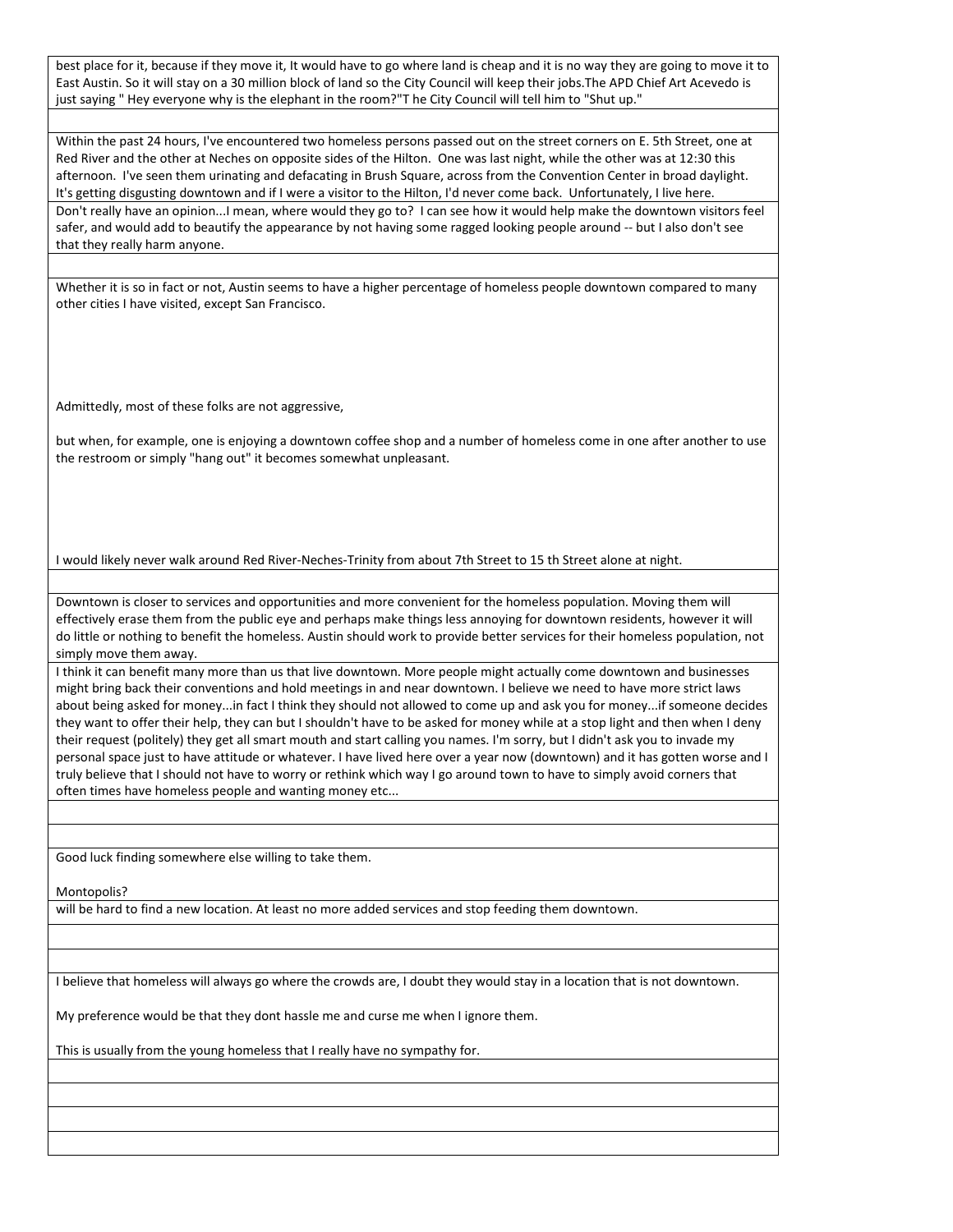best place for it, because if they move it, It would have to go where land is cheap and it is no way they are going to move it to East Austin. So it will stay on a 30 million block of land so the City Council will keep their jobs.The APD Chief Art Acevedo is just saying " Hey everyone why is the elephant in the room?"T he City Council will tell him to "Shut up."

Within the past 24 hours, I've encountered two homeless persons passed out on the street corners on E. 5th Street, one at Red River and the other at Neches on opposite sides of the Hilton. One was last night, while the other was at 12:30 this afternoon. I've seen them urinating and defacating in Brush Square, across from the Convention Center in broad daylight. It's getting disgusting downtown and if I were a visitor to the Hilton, I'd never come back. Unfortunately, I live here.

Don't really have an opinion...I mean, where would they go to? I can see how it would help make the downtown visitors feel safer, and would add to beautify the appearance by not having some ragged looking people around -- but I also don't see that they really harm anyone.

Whether it is so in fact or not, Austin seems to have a higher percentage of homeless people downtown compared to many other cities I have visited, except San Francisco.

Admittedly, most of these folks are not aggressive,

but when, for example, one is enjoying a downtown coffee shop and a number of homeless come in one after another to use the restroom or simply "hang out" it becomes somewhat unpleasant.

I would likely never walk around Red River-Neches-Trinity from about 7th Street to 15 th Street alone at night.

Downtown is closer to services and opportunities and more convenient for the homeless population. Moving them will effectively erase them from the public eye and perhaps make things less annoying for downtown residents, however it will do little or nothing to benefit the homeless. Austin should work to provide better services for their homeless population, not simply move them away.

I think it can benefit many more than us that live downtown. More people might actually come downtown and businesses might bring back their conventions and hold meetings in and near downtown. I believe we need to have more strict laws about being asked for money...in fact I think they should not allowed to come up and ask you for money...if someone decides they want to offer their help, they can but I shouldn't have to be asked for money while at a stop light and then when I deny their request (politely) they get all smart mouth and start calling you names. I'm sorry, but I didn't ask you to invade my personal space just to have attitude or whatever. I have lived here over a year now (downtown) and it has gotten worse and I truly believe that I should not have to worry or rethink which way I go around town to have to simply avoid corners that often times have homeless people and wanting money etc...

Good luck finding somewhere else willing to take them.

Montopolis?

will be hard to find a new location. At least no more added services and stop feeding them downtown.

I believe that homeless will always go where the crowds are, I doubt they would stay in a location that is not downtown.

My preference would be that they dont hassle me and curse me when I ignore them.

This is usually from the young homeless that I really have no sympathy for.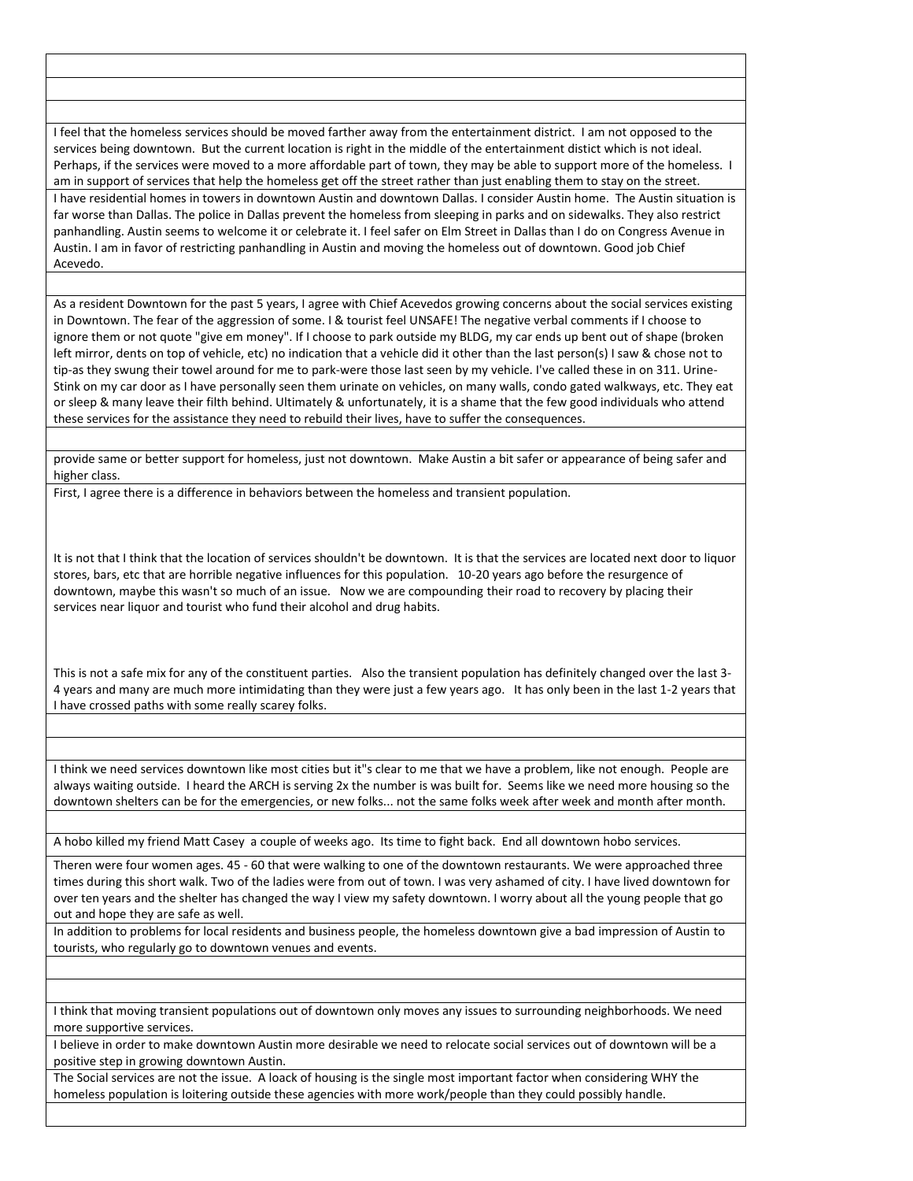I feel that the homeless services should be moved farther away from the entertainment district. I am not opposed to the services being downtown. But the current location is right in the middle of the entertainment distict which is not ideal. Perhaps, if the services were moved to a more affordable part of town, they may be able to support more of the homeless. I am in support of services that help the homeless get off the street rather than just enabling them to stay on the street.

I have residential homes in towers in downtown Austin and downtown Dallas. I consider Austin home. The Austin situation is far worse than Dallas. The police in Dallas prevent the homeless from sleeping in parks and on sidewalks. They also restrict panhandling. Austin seems to welcome it or celebrate it. I feel safer on Elm Street in Dallas than I do on Congress Avenue in Austin. I am in favor of restricting panhandling in Austin and moving the homeless out of downtown. Good job Chief Acevedo.

As a resident Downtown for the past 5 years, I agree with Chief Acevedos growing concerns about the social services existing in Downtown. The fear of the aggression of some. I & tourist feel UNSAFE! The negative verbal comments if I choose to ignore them or not quote "give em money". If I choose to park outside my BLDG, my car ends up bent out of shape (broken left mirror, dents on top of vehicle, etc) no indication that a vehicle did it other than the last person(s) I saw & chose not to tip-as they swung their towel around for me to park-were those last seen by my vehicle. I've called these in on 311. Urine-Stink on my car door as I have personally seen them urinate on vehicles, on many walls, condo gated walkways, etc. They eat or sleep & many leave their filth behind. Ultimately & unfortunately, it is a shame that the few good individuals who attend these services for the assistance they need to rebuild their lives, have to suffer the consequences.

provide same or better support for homeless, just not downtown. Make Austin a bit safer or appearance of being safer and higher class.

First, I agree there is a difference in behaviors between the homeless and transient population.

It is not that I think that the location of services shouldn't be downtown. It is that the services are located next door to liquor stores, bars, etc that are horrible negative influences for this population. 10-20 years ago before the resurgence of downtown, maybe this wasn't so much of an issue. Now we are compounding their road to recovery by placing their services near liquor and tourist who fund their alcohol and drug habits.

This is not a safe mix for any of the constituent parties. Also the transient population has definitely changed over the last 3-4 years and many are much more intimidating than they were just a few years ago. It has only been in the last 1-2 years that I have crossed paths with some really scarey folks.

I think we need services downtown like most cities but it"s clear to me that we have a problem, like not enough. People are always waiting outside. I heard the ARCH is serving 2x the number is was built for. Seems like we need more housing so the downtown shelters can be for the emergencies, or new folks... not the same folks week after week and month after month.

A hobo killed my friend Matt Casey a couple of weeks ago. Its time to fight back. End all downtown hobo services.

Theren were four women ages. 45 - 60 that were walking to one of the downtown restaurants. We were approached three times during this short walk. Two of the ladies were from out of town. I was very ashamed of city. I have lived downtown for over ten years and the shelter has changed the way I view my safety downtown. I worry about all the young people that go out and hope they are safe as well.

In addition to problems for local residents and business people, the homeless downtown give a bad impression of Austin to tourists, who regularly go to downtown venues and events.

I think that moving transient populations out of downtown only moves any issues to surrounding neighborhoods. We need more supportive services.

I believe in order to make downtown Austin more desirable we need to relocate social services out of downtown will be a positive step in growing downtown Austin.

The Social services are not the issue. A loack of housing is the single most important factor when considering WHY the homeless population is loitering outside these agencies with more work/people than they could possibly handle.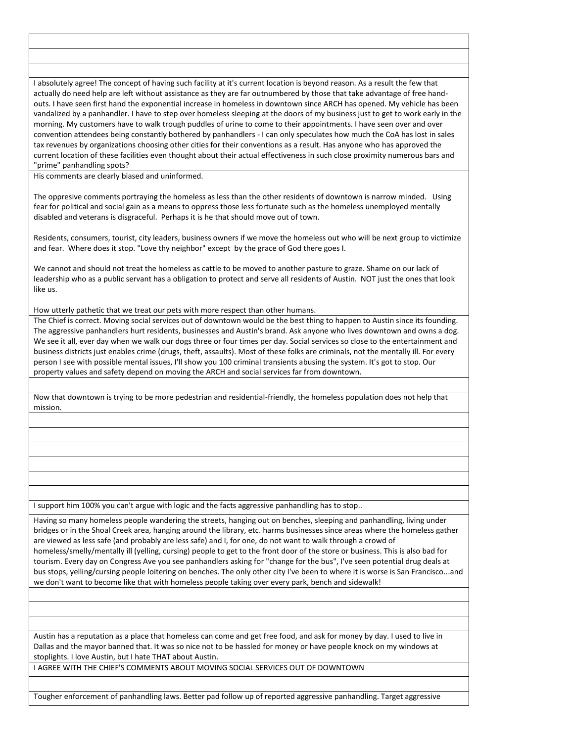| |
|---|
| |
| |
| I absolutely agree! The concept of having such facility at it's current location is beyond reason. As a result the few that actually do need help are left without assistance as they are far outnumbered by those that take advantage of free hand-outs. I have seen first hand the exponential increase in homeless in downtown since ARCH has opened. My vehicle has been vandalized by a panhandler. I have to step over homeless sleeping at the doors of my business just to get to work early in the morning. My customers have to walk trough puddles of urine to come to their appointments. I have seen over and over convention attendees being constantly bothered by panhandlers - I can only speculates how much the CoA has lost in sales tax revenues by organizations choosing other cities for their conventions as a result. Has anyone who has approved the current location of these facilities even thought about their actual effectiveness in such close proximity numerous bars and "prime" panhandling spots? |
| His comments are clearly biased and uninformed.<br><br>The oppresive comments portraying the homeless as less than the other residents of downtown is narrow minded. Using fear for political and social gain as a means to oppress those less fortunate such as the homeless unemployed mentally disabled and veterans is disgraceful. Perhaps it is he that should move out of town.<br><br>Residents, consumers, tourist, city leaders, business owners if we move the homeless out who will be next group to victimize and fear. Where does it stop. "Love thy neighbor" except by the grace of God there goes I.<br><br>We cannot and should not treat the homeless as cattle to be moved to another pasture to graze. Shame on our lack of leadership who as a public servant has a obligation to protect and serve all residents of Austin. NOT just the ones that look like us.<br><br>How utterly pathetic that we treat our pets with more respect than other humans. |
| The Chief is correct. Moving social services out of downtown would be the best thing to happen to Austin since its founding. The aggressive panhandlers hurt residents, businesses and Austin's brand. Ask anyone who lives downtown and owns a dog. We see it all, ever day when we walk our dogs three or four times per day. Social services so close to the entertainment and business districts just enables crime (drugs, theft, assaults). Most of these folks are criminals, not the mentally ill. For every person I see with possible mental issues, I'll show you 100 criminal transients abusing the system. It's got to stop. Our property values and safety depend on moving the ARCH and social services far from downtown. |
| |
| Now that downtown is trying to be more pedestrian and residential-friendly, the homeless population does not help that mission. |
| |
| |
| |
| |
| |
| |
| I support him 100% you can't argue with logic and the facts aggressive panhandling has to stop.. |
| Having so many homeless people wandering the streets, hanging out on benches, sleeping and panhandling, living under bridges or in the Shoal Creek area, hanging around the library, etc. harms businesses since areas where the homeless gather are viewed as less safe (and probably are less safe) and I, for one, do not want to walk through a crowd of homeless/smelly/mentally ill (yelling, cursing) people to get to the front door of the store or business. This is also bad for tourism. Every day on Congress Ave you see panhandlers asking for "change for the bus", I've seen potential drug deals at bus stops, yelling/cursing people loitering on benches. The only other city I've been to where it is worse is San Francisco...and we don't want to become like that with homeless people taking over every park, bench and sidewalk! |
| |
| |
| |
| Austin has a reputation as a place that homeless can come and get free food, and ask for money by day. I used to live in Dallas and the mayor banned that. It was so nice not to be hassled for money or have people knock on my windows at stoplights. I love Austin, but I hate THAT about Austin. |
| I AGREE WITH THE CHIEF'S COMMENTS ABOUT MOVING SOCIAL SERVICES OUT OF DOWNTOWN |
| |
| Tougher enforcement of panhandling laws. Better pad follow up of reported aggressive panhandling. Target aggressive |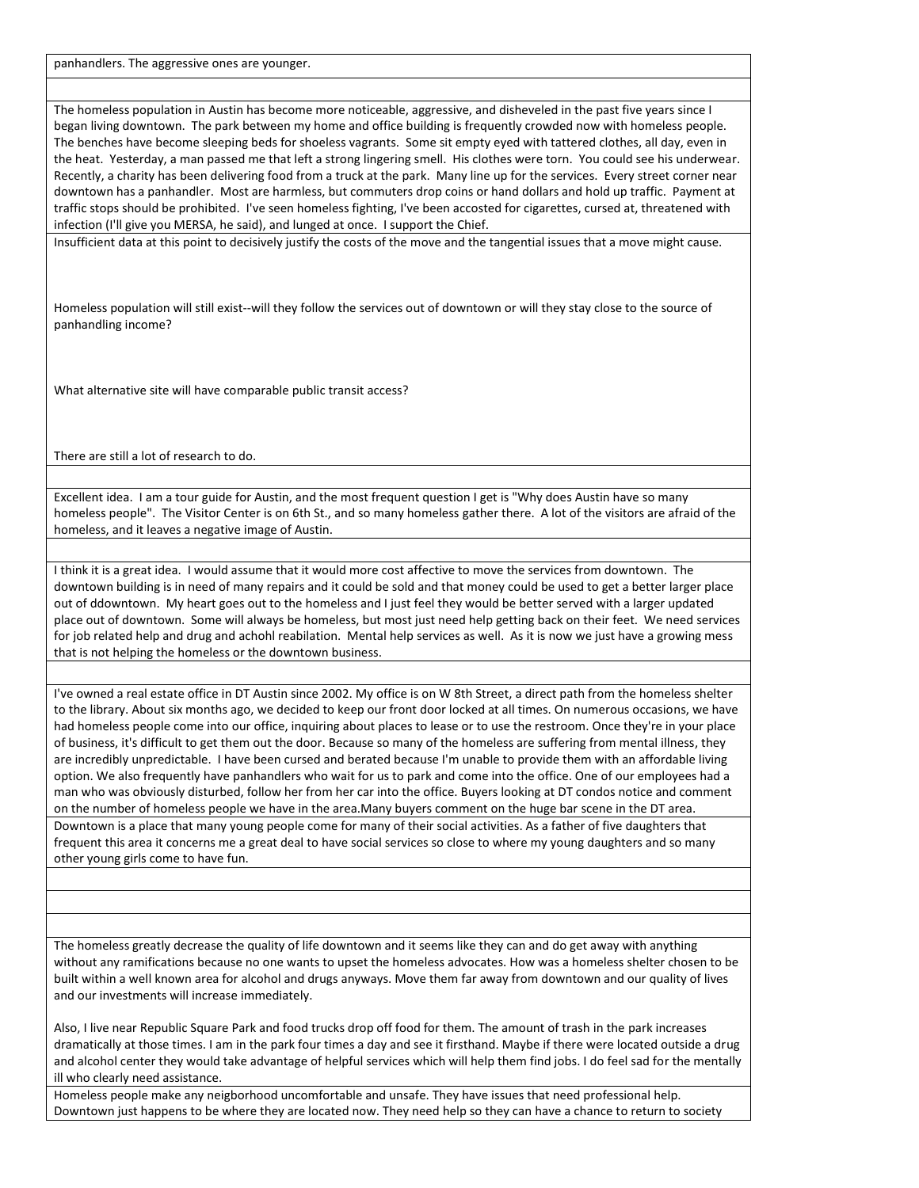panhandlers. The aggressive ones are younger.

The homeless population in Austin has become more noticeable, aggressive, and disheveled in the past five years since I began living downtown. The park between my home and office building is frequently crowded now with homeless people. The benches have become sleeping beds for shoeless vagrants. Some sit empty eyed with tattered clothes, all day, even in the heat. Yesterday, a man passed me that left a strong lingering smell. His clothes were torn. You could see his underwear. Recently, a charity has been delivering food from a truck at the park. Many line up for the services. Every street corner near downtown has a panhandler. Most are harmless, but commuters drop coins or hand dollars and hold up traffic. Payment at traffic stops should be prohibited. I've seen homeless fighting, I've been accosted for cigarettes, cursed at, threatened with infection (I'll give you MERSA, he said), and lunged at once. I support the Chief.

Insufficient data at this point to decisively justify the costs of the move and the tangential issues that a move might cause.

Homeless population will still exist--will they follow the services out of downtown or will they stay close to the source of panhandling income?

What alternative site will have comparable public transit access?

There are still a lot of research to do.

Excellent idea. I am a tour guide for Austin, and the most frequent question I get is "Why does Austin have so many homeless people". The Visitor Center is on 6th St., and so many homeless gather there. A lot of the visitors are afraid of the homeless, and it leaves a negative image of Austin.

I think it is a great idea. I would assume that it would more cost affective to move the services from downtown. The downtown building is in need of many repairs and it could be sold and that money could be used to get a better larger place out of ddowntown. My heart goes out to the homeless and I just feel they would be better served with a larger updated place out of downtown. Some will always be homeless, but most just need help getting back on their feet. We need services for job related help and drug and achohl reabilation. Mental help services as well. As it is now we just have a growing mess that is not helping the homeless or the downtown business.

I've owned a real estate office in DT Austin since 2002. My office is on W 8th Street, a direct path from the homeless shelter to the library. About six months ago, we decided to keep our front door locked at all times. On numerous occasions, we have had homeless people come into our office, inquiring about places to lease or to use the restroom. Once they're in your place of business, it's difficult to get them out the door. Because so many of the homeless are suffering from mental illness, they are incredibly unpredictable. I have been cursed and berated because I'm unable to provide them with an affordable living option. We also frequently have panhandlers who wait for us to park and come into the office. One of our employees had a man who was obviously disturbed, follow her from her car into the office. Buyers looking at DT condos notice and comment on the number of homeless people we have in the area.Many buyers comment on the huge bar scene in the DT area.

Downtown is a place that many young people come for many of their social activities. As a father of five daughters that frequent this area it concerns me a great deal to have social services so close to where my young daughters and so many other young girls come to have fun.

The homeless greatly decrease the quality of life downtown and it seems like they can and do get away with anything without any ramifications because no one wants to upset the homeless advocates. How was a homeless shelter chosen to be built within a well known area for alcohol and drugs anyways. Move them far away from downtown and our quality of lives and our investments will increase immediately.

Also, I live near Republic Square Park and food trucks drop off food for them. The amount of trash in the park increases dramatically at those times. I am in the park four times a day and see it firsthand. Maybe if there were located outside a drug and alcohol center they would take advantage of helpful services which will help them find jobs. I do feel sad for the mentally ill who clearly need assistance.

Homeless people make any neigborhood uncomfortable and unsafe. They have issues that need professional help. Downtown just happens to be where they are located now. They need help so they can have a chance to return to society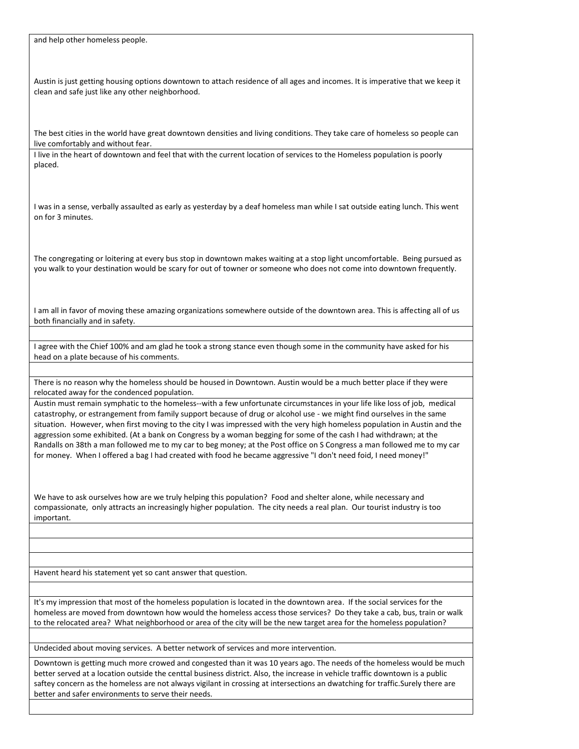| |
|---|
| and help other homeless people.<br><br>Austin is just getting housing options downtown to attach residence of all ages and incomes. It is imperative that we keep it clean and safe just like any other neighborhood.<br><br>The best cities in the world have great downtown densities and living conditions. They take care of homeless so people can live comfortably and without fear. |
| I live in the heart of downtown and feel that with the current location of services to the Homeless population is poorly placed.<br><br>I was in a sense, verbally assaulted as early as yesterday by a deaf homeless man while I sat outside eating lunch. This went on for 3 minutes.<br><br>The congregating or loitering at every bus stop in downtown makes waiting at a stop light uncomfortable. Being pursued as you walk to your destination would be scary for out of towner or someone who does not come into downtown frequently.<br><br>I am all in favor of moving these amazing organizations somewhere outside of the downtown area. This is affecting all of us both financially and in safety. |
| |
| I agree with the Chief 100% and am glad he took a strong stance even though some in the community have asked for his head on a plate because of his comments. |
| |
| There is no reason why the homeless should be housed in Downtown. Austin would be a much better place if they were relocated away for the condenced population. |
| Austin must remain symphatic to the homeless--with a few unfortunate circumstances in your life like loss of job, medical catastrophy, or estrangement from family support because of drug or alcohol use - we might find ourselves in the same situation. However, when first moving to the city I was impressed with the very high homeless population in Austin and the aggression some exhibited. (At a bank on Congress by a woman begging for some of the cash I had withdrawn; at the Randalls on 38th a man followed me to my car to beg money; at the Post office on S Congress a man followed me to my car for money. When I offered a bag I had created with food he became aggressive "I don't need foid, I need money!"<br><br>We have to ask ourselves how are we truly helping this population? Food and shelter alone, while necessary and compassionate, only attracts an increasingly higher population. The city needs a real plan. Our tourist industry is too important. |
| |
| |
| |
| Havent heard his statement yet so cant answer that question. |
| |
| It's my impression that most of the homeless population is located in the downtown area. If the social services for the homeless are moved from downtown how would the homeless access those services? Do they take a cab, bus, train or walk to the relocated area? What neighborhood or area of the city will be the new target area for the homeless population? |
| |
| Undecided about moving services. A better network of services and more intervention. |
| Downtown is getting much more crowed and congested than it was 10 years ago. The needs of the homeless would be much better served at a location outside the centtal business district. Also, the increase in vehicle traffic downtown is a public saftey concern as the homeless are not always vigilant in crossing at intersections an dwatching for traffic.Surely there are better and safer environments to serve their needs. |
| |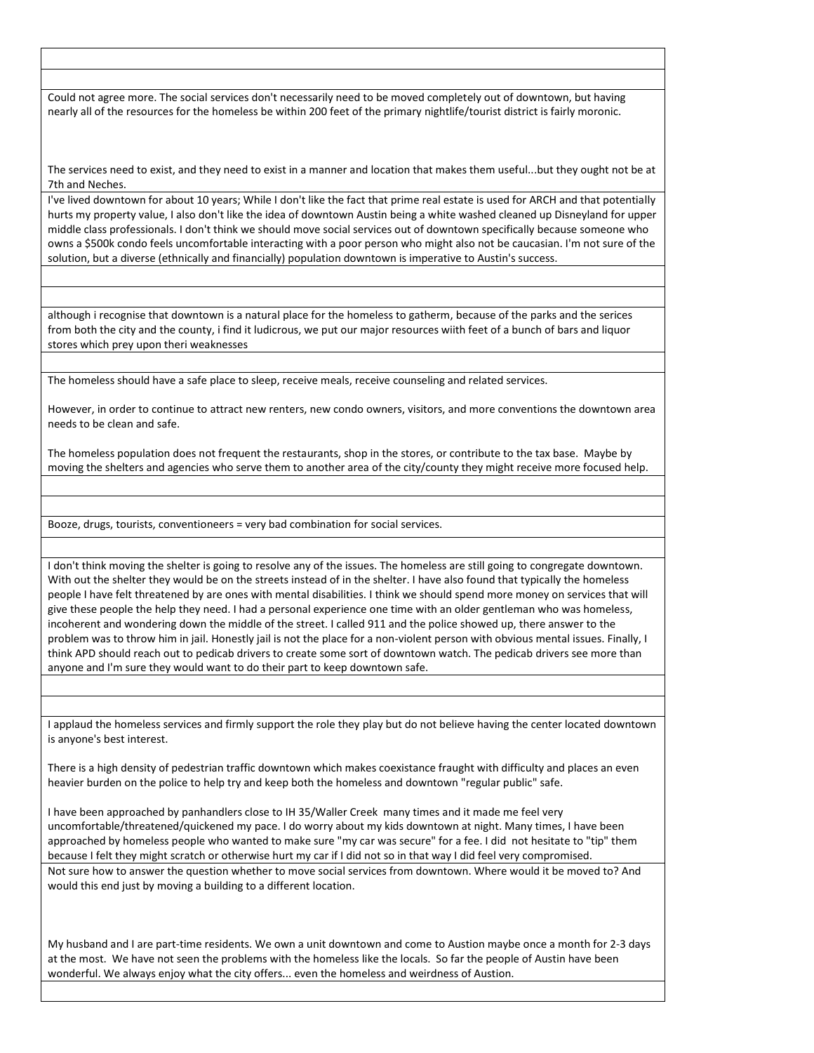Could not agree more. The social services don't necessarily need to be moved completely out of downtown, but having nearly all of the resources for the homeless be within 200 feet of the primary nightlife/tourist district is fairly moronic.

The services need to exist, and they need to exist in a manner and location that makes them useful...but they ought not be at 7th and Neches.

I've lived downtown for about 10 years; While I don't like the fact that prime real estate is used for ARCH and that potentially hurts my property value, I also don't like the idea of downtown Austin being a white washed cleaned up Disneyland for upper middle class professionals. I don't think we should move social services out of downtown specifically because someone who owns a $500k condo feels uncomfortable interacting with a poor person who might also not be caucasian. I'm not sure of the solution, but a diverse (ethnically and financially) population downtown is imperative to Austin's success.

although i recognise that downtown is a natural place for the homeless to gatherm, because of the parks and the serices from both the city and the county, i find it ludicrous, we put our major resources wiith feet of a bunch of bars and liquor stores which prey upon theri weaknesses

The homeless should have a safe place to sleep, receive meals, receive counseling and related services.

However, in order to continue to attract new renters, new condo owners, visitors, and more conventions the downtown area needs to be clean and safe.

The homeless population does not frequent the restaurants, shop in the stores, or contribute to the tax base. Maybe by moving the shelters and agencies who serve them to another area of the city/county they might receive more focused help.

Booze, drugs, tourists, conventioneers = very bad combination for social services.

I don't think moving the shelter is going to resolve any of the issues. The homeless are still going to congregate downtown. With out the shelter they would be on the streets instead of in the shelter. I have also found that typically the homeless people I have felt threatened by are ones with mental disabilities. I think we should spend more money on services that will give these people the help they need. I had a personal experience one time with an older gentleman who was homeless, incoherent and wondering down the middle of the street. I called 911 and the police showed up, there answer to the problem was to throw him in jail. Honestly jail is not the place for a non-violent person with obvious mental issues. Finally, I think APD should reach out to pedicab drivers to create some sort of downtown watch. The pedicab drivers see more than anyone and I'm sure they would want to do their part to keep downtown safe.

I applaud the homeless services and firmly support the role they play but do not believe having the center located downtown is anyone's best interest.

There is a high density of pedestrian traffic downtown which makes coexistance fraught with difficulty and places an even heavier burden on the police to help try and keep both the homeless and downtown "regular public" safe.

I have been approached by panhandlers close to IH 35/Waller Creek many times and it made me feel very uncomfortable/threatened/quickened my pace. I do worry about my kids downtown at night. Many times, I have been approached by homeless people who wanted to make sure "my car was secure" for a fee. I did not hesitate to "tip" them because I felt they might scratch or otherwise hurt my car if I did not so in that way I did feel very compromised.

Not sure how to answer the question whether to move social services from downtown. Where would it be moved to? And would this end just by moving a building to a different location.

My husband and I are part-time residents. We own a unit downtown and come to Austion maybe once a month for 2-3 days at the most. We have not seen the problems with the homeless like the locals. So far the people of Austin have been wonderful. We always enjoy what the city offers... even the homeless and weirdness of Austion.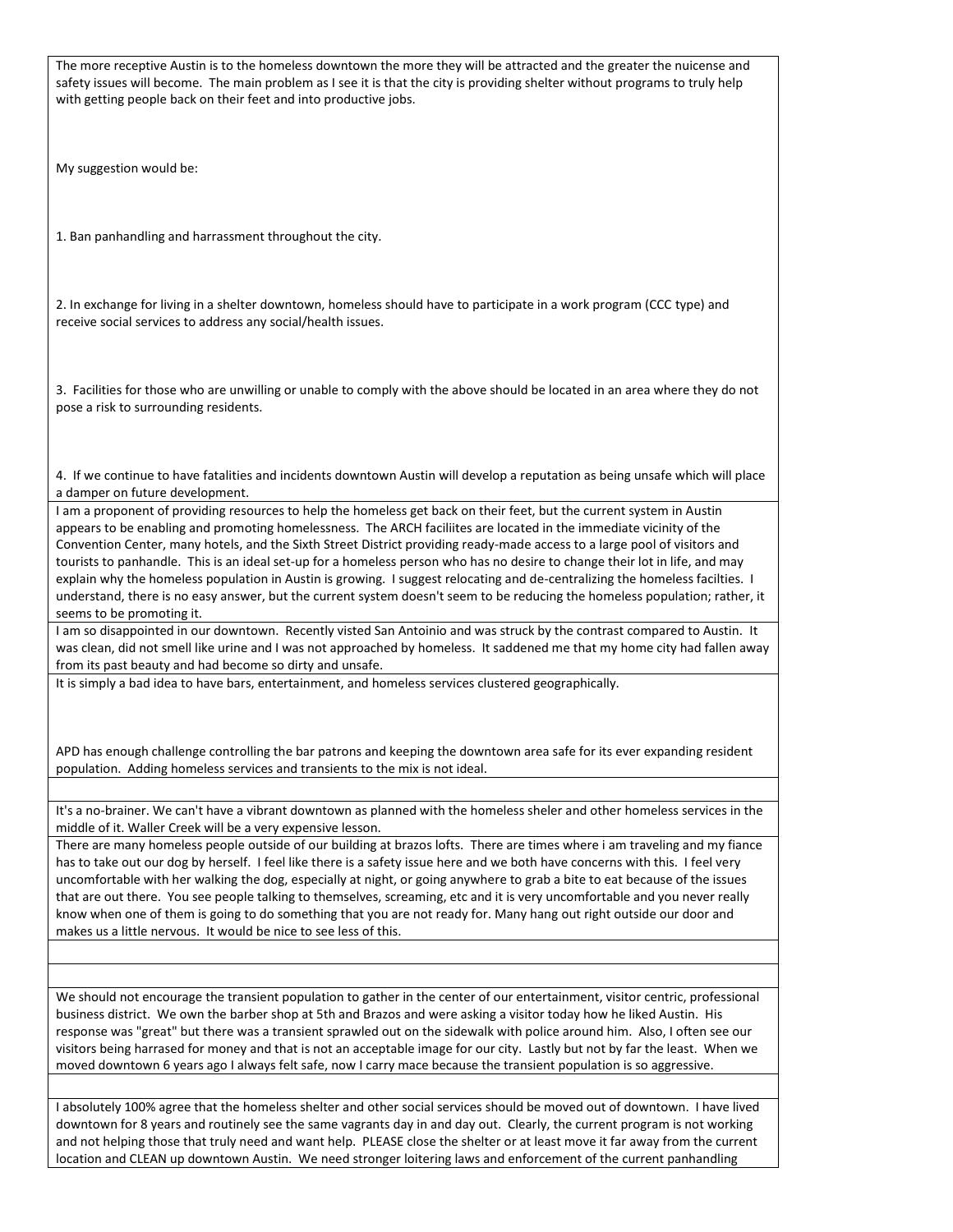The more receptive Austin is to the homeless downtown the more they will be attracted and the greater the nuicense and safety issues will become. The main problem as I see it is that the city is providing shelter without programs to truly help with getting people back on their feet and into productive jobs.

My suggestion would be:

1. Ban panhandling and harrassment throughout the city.

2. In exchange for living in a shelter downtown, homeless should have to participate in a work program (CCC type) and receive social services to address any social/health issues.

3. Facilities for those who are unwilling or unable to comply with the above should be located in an area where they do not pose a risk to surrounding residents.

4. If we continue to have fatalities and incidents downtown Austin will develop a reputation as being unsafe which will place a damper on future development.

---

I am a proponent of providing resources to help the homeless get back on their feet, but the current system in Austin appears to be enabling and promoting homelessness. The ARCH faciliites are located in the immediate vicinity of the Convention Center, many hotels, and the Sixth Street District providing ready-made access to a large pool of visitors and tourists to panhandle. This is an ideal set-up for a homeless person who has no desire to change their lot in life, and may explain why the homeless population in Austin is growing. I suggest relocating and de-centralizing the homeless facilties. I understand, there is no easy answer, but the current system doesn't seem to be reducing the homeless population; rather, it seems to be promoting it.

---

I am so disappointed in our downtown. Recently visted San Antoinio and was struck by the contrast compared to Austin. It was clean, did not smell like urine and I was not approached by homeless. It saddened me that my home city had fallen away from its past beauty and had become so dirty and unsafe.

---

It is simply a bad idea to have bars, entertainment, and homeless services clustered geographically.

APD has enough challenge controlling the bar patrons and keeping the downtown area safe for its ever expanding resident population. Adding homeless services and transients to the mix is not ideal.

---

It's a no-brainer. We can't have a vibrant downtown as planned with the homeless sheler and other homeless services in the middle of it. Waller Creek will be a very expensive lesson.

---

There are many homeless people outside of our building at brazos lofts. There are times where i am traveling and my fiance has to take out our dog by herself. I feel like there is a safety issue here and we both have concerns with this. I feel very uncomfortable with her walking the dog, especially at night, or going anywhere to grab a bite to eat because of the issues that are out there. You see people talking to themselves, screaming, etc and it is very uncomfortable and you never really know when one of them is going to do something that you are not ready for. Many hang out right outside our door and makes us a little nervous. It would be nice to see less of this.

---

We should not encourage the transient population to gather in the center of our entertainment, visitor centric, professional business district. We own the barber shop at 5th and Brazos and were asking a visitor today how he liked Austin. His response was "great" but there was a transient sprawled out on the sidewalk with police around him. Also, I often see our visitors being harrased for money and that is not an acceptable image for our city. Lastly but not by far the least. When we moved downtown 6 years ago I always felt safe, now I carry mace because the transient population is so aggressive.

---

I absolutely 100% agree that the homeless shelter and other social services should be moved out of downtown. I have lived downtown for 8 years and routinely see the same vagrants day in and day out. Clearly, the current program is not working and not helping those that truly need and want help. PLEASE close the shelter or at least move it far away from the current location and CLEAN up downtown Austin. We need stronger loitering laws and enforcement of the current panhandling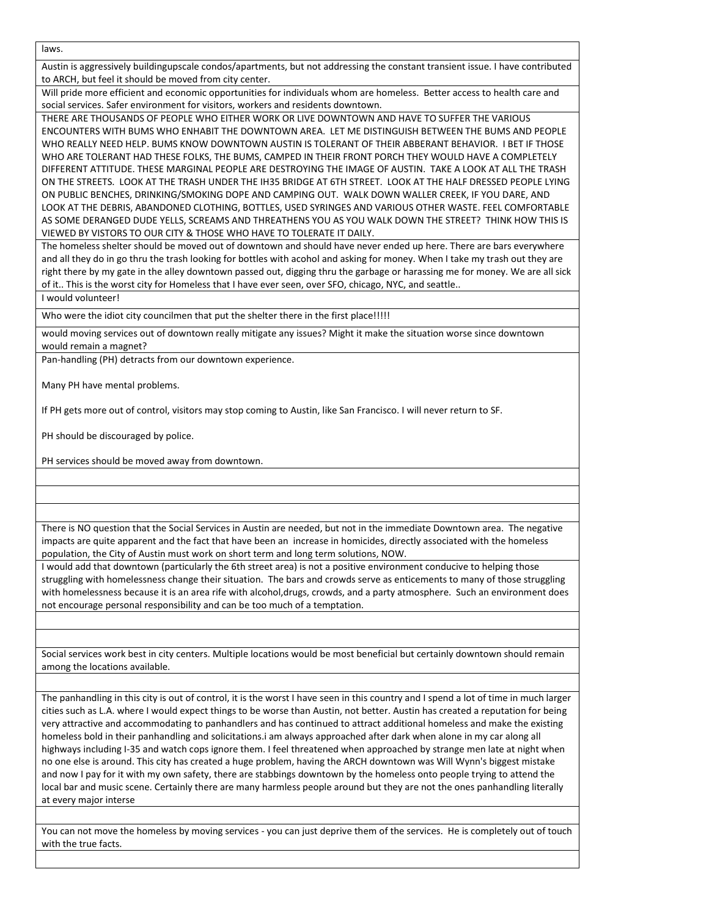| |
|---|
| laws. |
| Austin is aggressively buildingupscale condos/apartments, but not addressing the constant transient issue. I have contributed to ARCH, but feel it should be moved from city center. |
| Will pride more efficient and economic opportunities for individuals whom are homeless. Better access to health care and social services. Safer environment for visitors, workers and residents downtown. |
| THERE ARE THOUSANDS OF PEOPLE WHO EITHER WORK OR LIVE DOWNTOWN AND HAVE TO SUFFER THE VARIOUS ENCOUNTERS WITH BUMS WHO ENHABIT THE DOWNTOWN AREA. LET ME DISTINGUISH BETWEEN THE BUMS AND PEOPLE WHO REALLY NEED HELP. BUMS KNOW DOWNTOWN AUSTIN IS TOLERANT OF THEIR ABBERANT BEHAVIOR. I BET IF THOSE WHO ARE TOLERANT HAD THESE FOLKS, THE BUMS, CAMPED IN THEIR FRONT PORCH THEY WOULD HAVE A COMPLETELY DIFFERENT ATTITUDE. THESE MARGINAL PEOPLE ARE DESTROYING THE IMAGE OF AUSTIN. TAKE A LOOK AT ALL THE TRASH ON THE STREETS. LOOK AT THE TRASH UNDER THE IH35 BRIDGE AT 6TH STREET. LOOK AT THE HALF DRESSED PEOPLE LYING ON PUBLIC BENCHES, DRINKING/SMOKING DOPE AND CAMPING OUT. WALK DOWN WALLER CREEK, IF YOU DARE, AND LOOK AT THE DEBRIS, ABANDONED CLOTHING, BOTTLES, USED SYRINGES AND VARIOUS OTHER WASTE. FEEL COMFORTABLE AS SOME DERANGED DUDE YELLS, SCREAMS AND THREATHENS YOU AS YOU WALK DOWN THE STREET? THINK HOW THIS IS VIEWED BY VISTORS TO OUR CITY & THOSE WHO HAVE TO TOLERATE IT DAILY. |
| The homeless shelter should be moved out of downtown and should have never ended up here. There are bars everywhere and all they do in go thru the trash looking for bottles with acohol and asking for money. When I take my trash out they are right there by my gate in the alley downtown passed out, digging thru the garbage or harassing me for money. We are all sick of it.. This is the worst city for Homeless that I have ever seen, over SFO, chicago, NYC, and seattle.. |
| I would volunteer! |
| Who were the idiot city councilmen that put the shelter there in the first place!!!!! |
| would moving services out of downtown really mitigate any issues? Might it make the situation worse since downtown would remain a magnet? |
| Pan-handling (PH) detracts from our downtown experience.<br><br>Many PH have mental problems.<br><br>If PH gets more out of control, visitors may stop coming to Austin, like San Francisco. I will never return to SF.<br><br>PH should be discouraged by police.<br><br>PH services should be moved away from downtown. |
| |
| |
| |
| There is NO question that the Social Services in Austin are needed, but not in the immediate Downtown area. The negative impacts are quite apparent and the fact that have been an increase in homicides, directly associated with the homeless population, the City of Austin must work on short term and long term solutions, NOW. |
| I would add that downtown (particularly the 6th street area) is not a positive environment conducive to helping those struggling with homelessness change their situation. The bars and crowds serve as enticements to many of those struggling with homelessness because it is an area rife with alcohol,drugs, crowds, and a party atmosphere. Such an environment does not encourage personal responsibility and can be too much of a temptation. |
| |
| |
| Social services work best in city centers. Multiple locations would be most beneficial but certainly downtown should remain among the locations available. |
| |
| The panhandling in this city is out of control, it is the worst I have seen in this country and I spend a lot of time in much larger cities such as L.A. where I would expect things to be worse than Austin, not better. Austin has created a reputation for being very attractive and accommodating to panhandlers and has continued to attract additional homeless and make the existing homeless bold in their panhandling and solicitations.i am always approached after dark when alone in my car along all highways including I-35 and watch cops ignore them. I feel threatened when approached by strange men late at night when no one else is around. This city has created a huge problem, having the ARCH downtown was Will Wynn's biggest mistake and now I pay for it with my own safety, there are stabbings downtown by the homeless onto people trying to attend the local bar and music scene. Certainly there are many harmless people around but they are not the ones panhandling literally at every major interse |
| |
| You can not move the homeless by moving services - you can just deprive them of the services. He is completely out of touch with the true facts. |
| |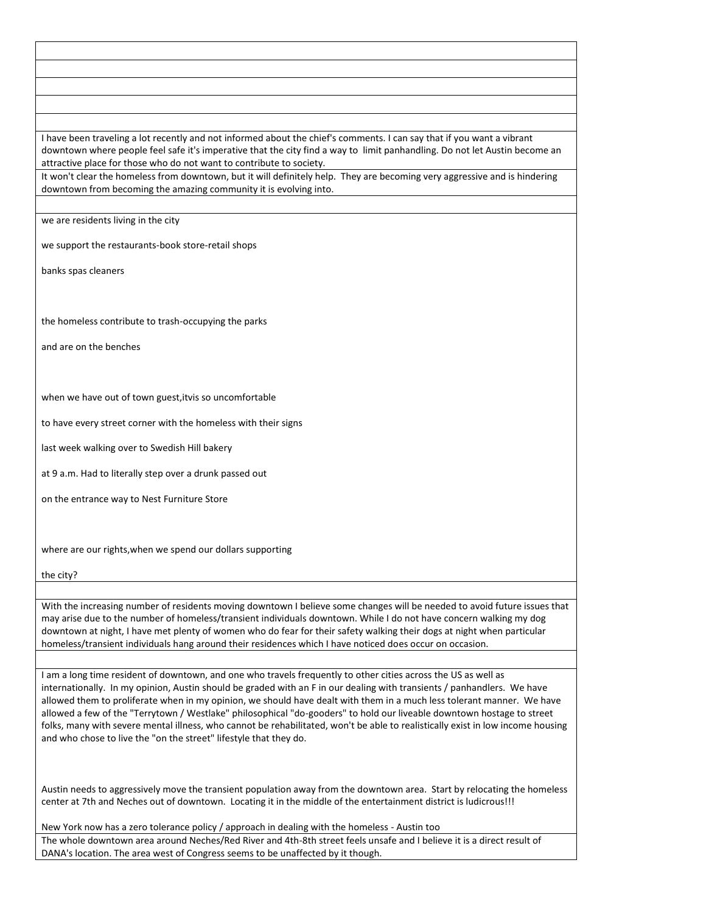I have been traveling a lot recently and not informed about the chief's comments. I can say that if you want a vibrant downtown where people feel safe it's imperative that the city find a way to limit panhandling. Do not let Austin become an attractive place for those who do not want to contribute to society.

It won't clear the homeless from downtown, but it will definitely help. They are becoming very aggressive and is hindering downtown from becoming the amazing community it is evolving into.

we are residents living in the city

we support the restaurants-book store-retail shops

banks spas cleaners

the homeless contribute to trash-occupying the parks

and are on the benches

when we have out of town guest,itvis so uncomfortable

to have every street corner with the homeless with their signs

last week walking over to Swedish Hill bakery

at 9 a.m. Had to literally step over a drunk passed out

on the entrance way to Nest Furniture Store

where are our rights,when we spend our dollars supporting

the city?

With the increasing number of residents moving downtown I believe some changes will be needed to avoid future issues that may arise due to the number of homeless/transient individuals downtown. While I do not have concern walking my dog downtown at night, I have met plenty of women who do fear for their safety walking their dogs at night when particular homeless/transient individuals hang around their residences which I have noticed does occur on occasion.

I am a long time resident of downtown, and one who travels frequently to other cities across the US as well as internationally. In my opinion, Austin should be graded with an F in our dealing with transients / panhandlers. We have allowed them to proliferate when in my opinion, we should have dealt with them in a much less tolerant manner. We have allowed a few of the "Terrytown / Westlake" philosophical "do-gooders" to hold our liveable downtown hostage to street folks, many with severe mental illness, who cannot be rehabilitated, won't be able to realistically exist in low income housing and who chose to live the "on the street" lifestyle that they do.

Austin needs to aggressively move the transient population away from the downtown area. Start by relocating the homeless center at 7th and Neches out of downtown. Locating it in the middle of the entertainment district is ludicrous!!!

New York now has a zero tolerance policy / approach in dealing with the homeless - Austin too

The whole downtown area around Neches/Red River and 4th-8th street feels unsafe and I believe it is a direct result of DANA's location. The area west of Congress seems to be unaffected by it though.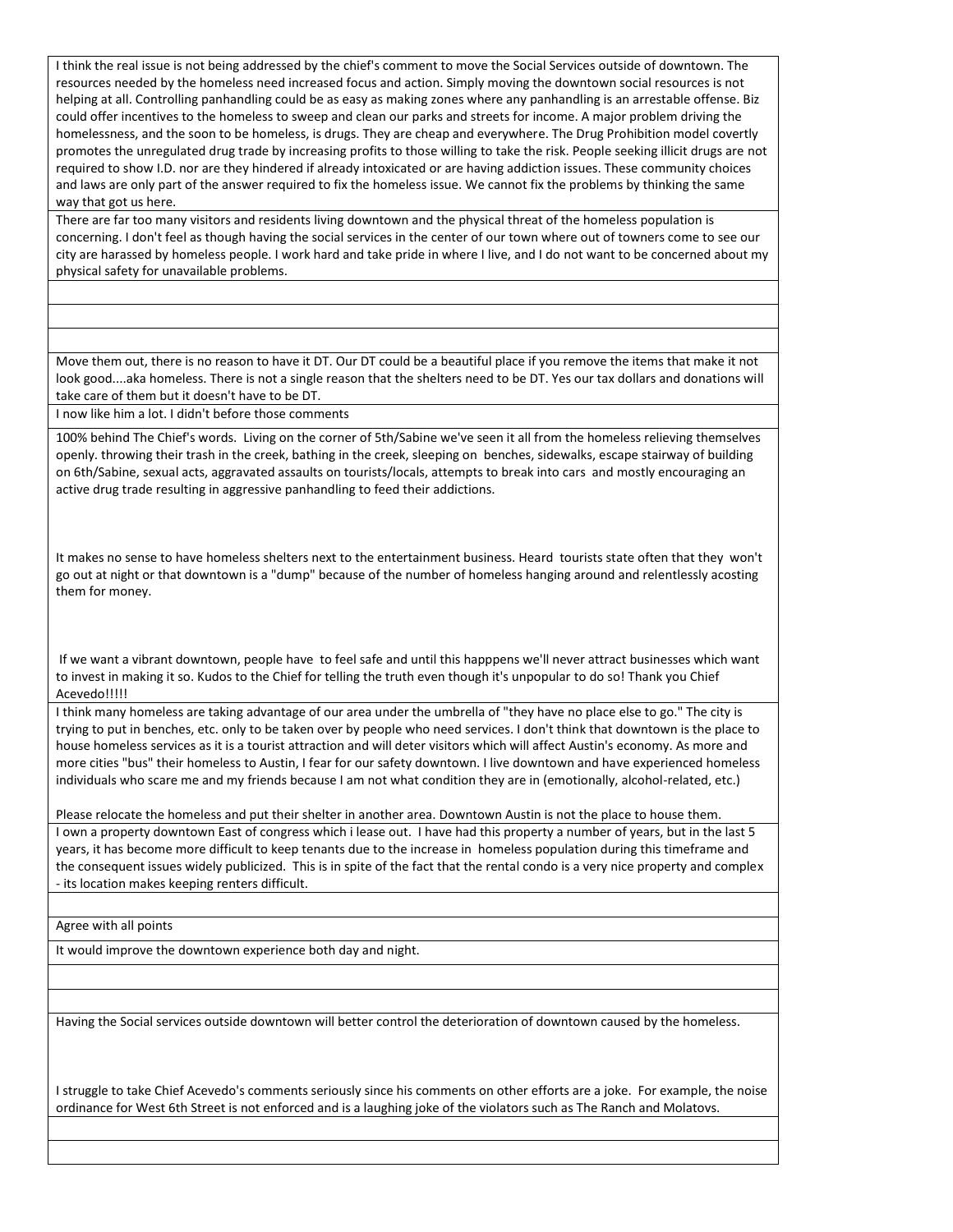| |
|---|
| I think the real issue is not being addressed by the chief's comment to move the Social Services outside of downtown. The resources needed by the homeless need increased focus and action. Simply moving the downtown social resources is not helping at all. Controlling panhandling could be as easy as making zones where any panhandling is an arrestable offense. Biz could offer incentives to the homeless to sweep and clean our parks and streets for income. A major problem driving the homelessness, and the soon to be homeless, is drugs. They are cheap and everywhere. The Drug Prohibition model covertly promotes the unregulated drug trade by increasing profits to those willing to take the risk. People seeking illicit drugs are not required to show I.D. nor are they hindered if already intoxicated or are having addiction issues. These community choices and laws are only part of the answer required to fix the homeless issue. We cannot fix the problems by thinking the same way that got us here. |
| There are far too many visitors and residents living downtown and the physical threat of the homeless population is concerning. I don't feel as though having the social services in the center of our town where out of towners come to see our city are harassed by homeless people. I work hard and take pride in where I live, and I do not want to be concerned about my physical safety for unavailable problems. |
| |
| |
| |
| Move them out, there is no reason to have it DT. Our DT could be a beautiful place if you remove the items that make it not look good....aka homeless. There is not a single reason that the shelters need to be DT. Yes our tax dollars and donations will take care of them but it doesn't have to be DT. |
| I now like him a lot. I didn't before those comments |
| 100% behind The Chief's words. Living on the corner of 5th/Sabine we've seen it all from the homeless relieving themselves openly. throwing their trash in the creek, bathing in the creek, sleeping on benches, sidewalks, escape stairway of building on 6th/Sabine, sexual acts, aggravated assaults on tourists/locals, attempts to break into cars and mostly encouraging an active drug trade resulting in aggressive panhandling to feed their addictions.<br><br>It makes no sense to have homeless shelters next to the entertainment business. Heard tourists state often that they won't go out at night or that downtown is a "dump" because of the number of homeless hanging around and relentlessly acosting them for money.<br><br>If we want a vibrant downtown, people have to feel safe and until this happpens we'll never attract businesses which want to invest in making it so. Kudos to the Chief for telling the truth even though it's unpopular to do so! Thank you Chief Acevedo!!!!! |
| I think many homeless are taking advantage of our area under the umbrella of "they have no place else to go." The city is trying to put in benches, etc. only to be taken over by people who need services. I don't think that downtown is the place to house homeless services as it is a tourist attraction and will deter visitors which will affect Austin's economy. As more and more cities "bus" their homeless to Austin, I fear for our safety downtown. I live downtown and have experienced homeless individuals who scare me and my friends because I am not what condition they are in (emotionally, alcohol-related, etc.)<br><br>Please relocate the homeless and put their shelter in another area. Downtown Austin is not the place to house them. |
| I own a property downtown East of congress which i lease out. I have had this property a number of years, but in the last 5 years, it has become more difficult to keep tenants due to the increase in homeless population during this timeframe and the consequent issues widely publicized. This is in spite of the fact that the rental condo is a very nice property and complex - its location makes keeping renters difficult. |
| |
| Agree with all points |
| It would improve the downtown experience both day and night. |
| |
| |
| Having the Social services outside downtown will better control the deterioration of downtown caused by the homeless.<br><br>I struggle to take Chief Acevedo's comments seriously since his comments on other efforts are a joke. For example, the noise ordinance for West 6th Street is not enforced and is a laughing joke of the violators such as The Ranch and Molatovs. |
| |
| |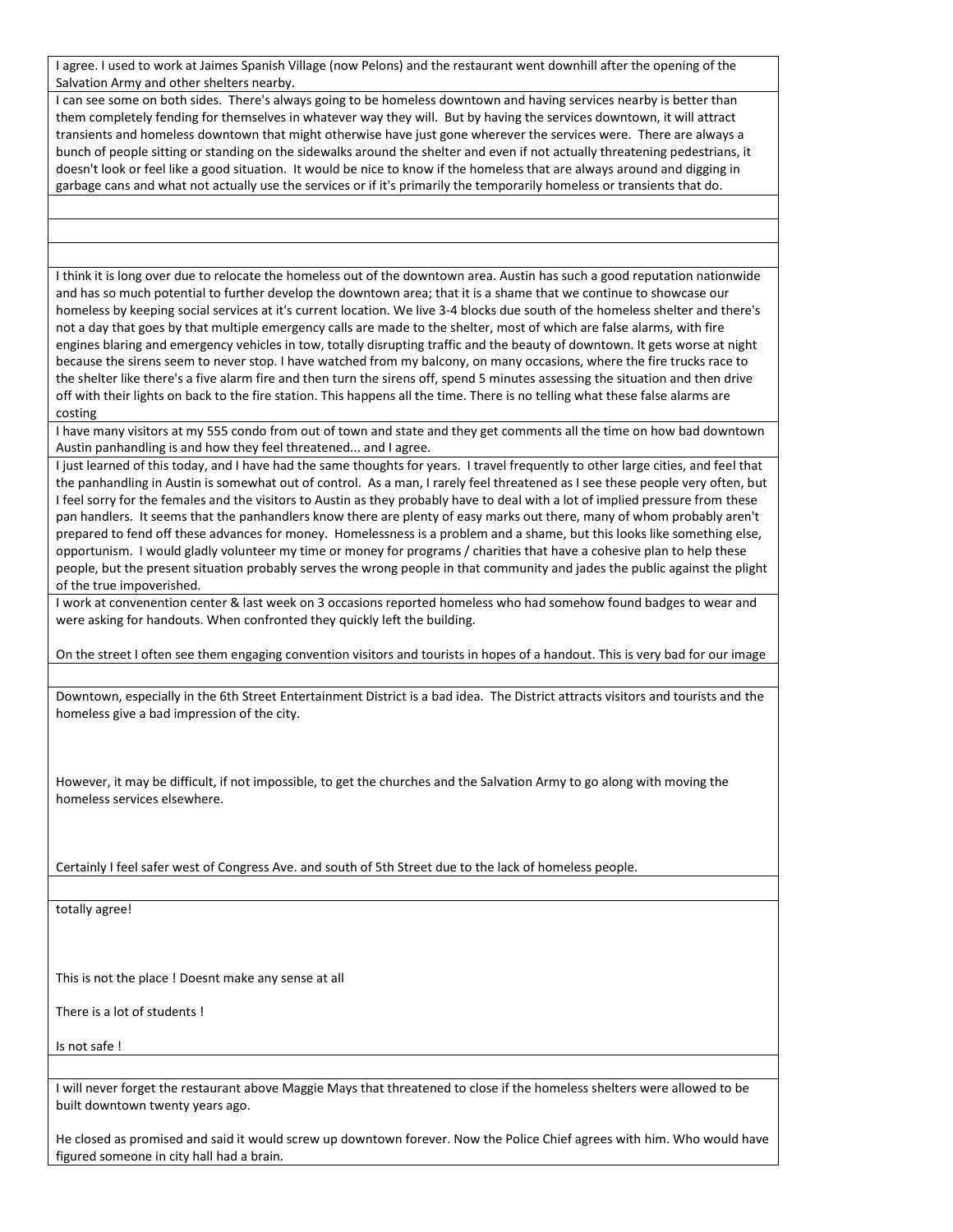| |
|---|
| I agree. I used to work at Jaimes Spanish Village (now Pelons) and the restaurant went downhill after the opening of the Salvation Army and other shelters nearby. |
| I can see some on both sides. There's always going to be homeless downtown and having services nearby is better than them completely fending for themselves in whatever way they will. But by having the services downtown, it will attract transients and homeless downtown that might otherwise have just gone wherever the services were. There are always a bunch of people sitting or standing on the sidewalks around the shelter and even if not actually threatening pedestrians, it doesn't look or feel like a good situation. It would be nice to know if the homeless that are always around and digging in garbage cans and what not actually use the services or if it's primarily the temporarily homeless or transients that do. |
| |
| |
| |
| I think it is long over due to relocate the homeless out of the downtown area. Austin has such a good reputation nationwide and has so much potential to further develop the downtown area; that it is a shame that we continue to showcase our homeless by keeping social services at it's current location. We live 3-4 blocks due south of the homeless shelter and there's not a day that goes by that multiple emergency calls are made to the shelter, most of which are false alarms, with fire engines blaring and emergency vehicles in tow, totally disrupting traffic and the beauty of downtown. It gets worse at night because the sirens seem to never stop. I have watched from my balcony, on many occasions, where the fire trucks race to the shelter like there's a five alarm fire and then turn the sirens off, spend 5 minutes assessing the situation and then drive off with their lights on back to the fire station. This happens all the time. There is no telling what these false alarms are costing |
| I have many visitors at my 555 condo from out of town and state and they get comments all the time on how bad downtown Austin panhandling is and how they feel threatened... and I agree. |
| I just learned of this today, and I have had the same thoughts for years. I travel frequently to other large cities, and feel that the panhandling in Austin is somewhat out of control. As a man, I rarely feel threatened as I see these people very often, but I feel sorry for the females and the visitors to Austin as they probably have to deal with a lot of implied pressure from these pan handlers. It seems that the panhandlers know there are plenty of easy marks out there, many of whom probably aren't prepared to fend off these advances for money. Homelessness is a problem and a shame, but this looks like something else, opportunism. I would gladly volunteer my time or money for programs / charities that have a cohesive plan to help these people, but the present situation probably serves the wrong people in that community and jades the public against the plight of the true impoverished. |
| I work at convenention center & last week on 3 occasions reported homeless who had somehow found badges to wear and were asking for handouts. When confronted they quickly left the building.<br><br>On the street I often see them engaging convention visitors and tourists in hopes of a handout. This is very bad for our image |
| |
| Downtown, especially in the 6th Street Entertainment District is a bad idea. The District attracts visitors and tourists and the homeless give a bad impression of the city.<br><br>However, it may be difficult, if not impossible, to get the churches and the Salvation Army to go along with moving the homeless services elsewhere.<br><br>Certainly I feel safer west of Congress Ave. and south of 5th Street due to the lack of homeless people. |
| |
| totally agree!<br><br>This is not the place ! Doesnt make any sense at all<br><br>There is a lot of students !<br><br>Is not safe ! |
| |
| I will never forget the restaurant above Maggie Mays that threatened to close if the homeless shelters were allowed to be built downtown twenty years ago.<br><br>He closed as promised and said it would screw up downtown forever. Now the Police Chief agrees with him. Who would have figured someone in city hall had a brain. |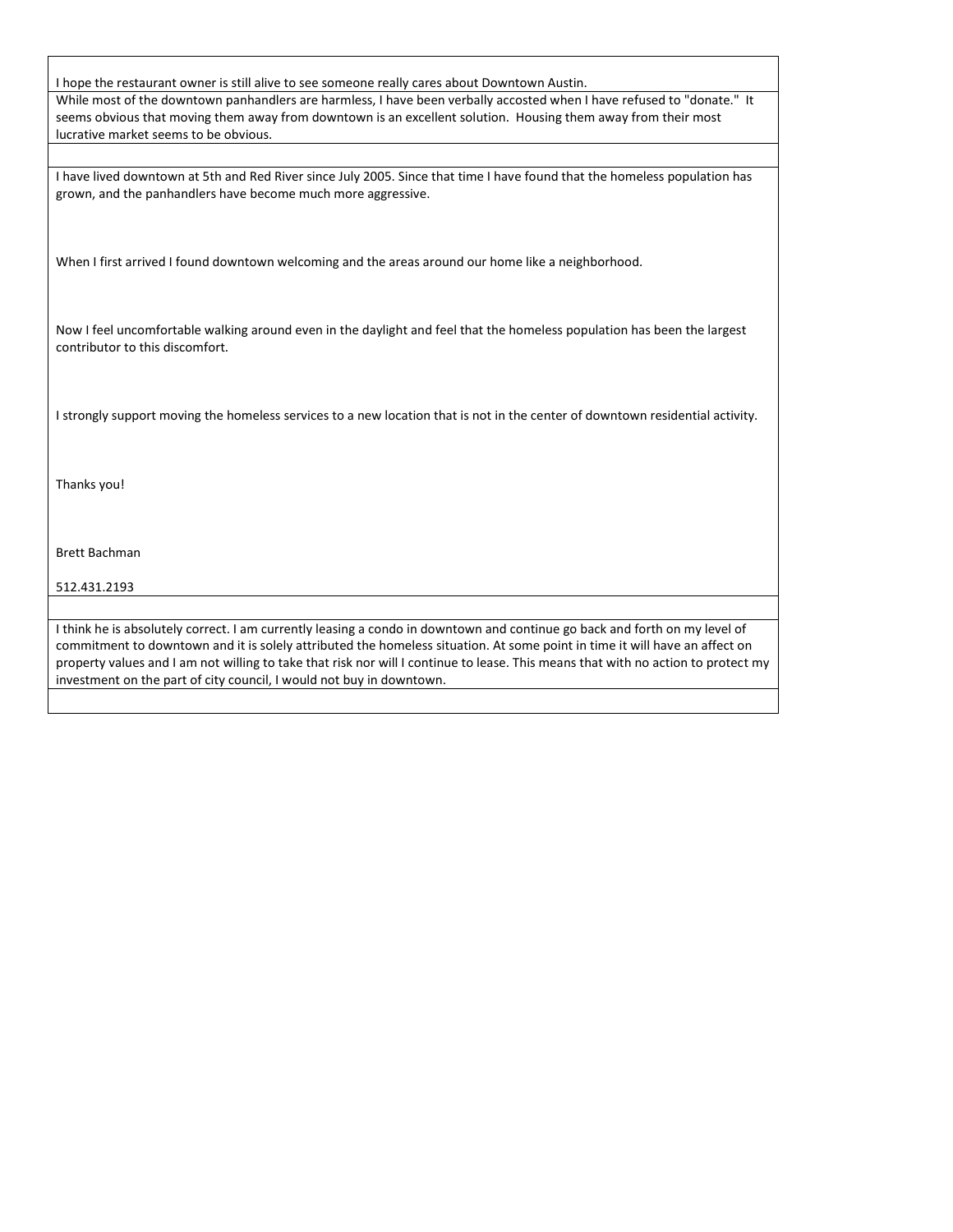I hope the restaurant owner is still alive to see someone really cares about Downtown Austin.

While most of the downtown panhandlers are harmless, I have been verbally accosted when I have refused to "donate." It seems obvious that moving them away from downtown is an excellent solution. Housing them away from their most lucrative market seems to be obvious.

I have lived downtown at 5th and Red River since July 2005. Since that time I have found that the homeless population has grown, and the panhandlers have become much more aggressive.

When I first arrived I found downtown welcoming and the areas around our home like a neighborhood.

Now I feel uncomfortable walking around even in the daylight and feel that the homeless population has been the largest contributor to this discomfort.

I strongly support moving the homeless services to a new location that is not in the center of downtown residential activity.

Thanks you!

Brett Bachman

512.431.2193

I think he is absolutely correct. I am currently leasing a condo in downtown and continue go back and forth on my level of commitment to downtown and it is solely attributed the homeless situation. At some point in time it will have an affect on property values and I am not willing to take that risk nor will I continue to lease. This means that with no action to protect my investment on the part of city council, I would not buy in downtown.